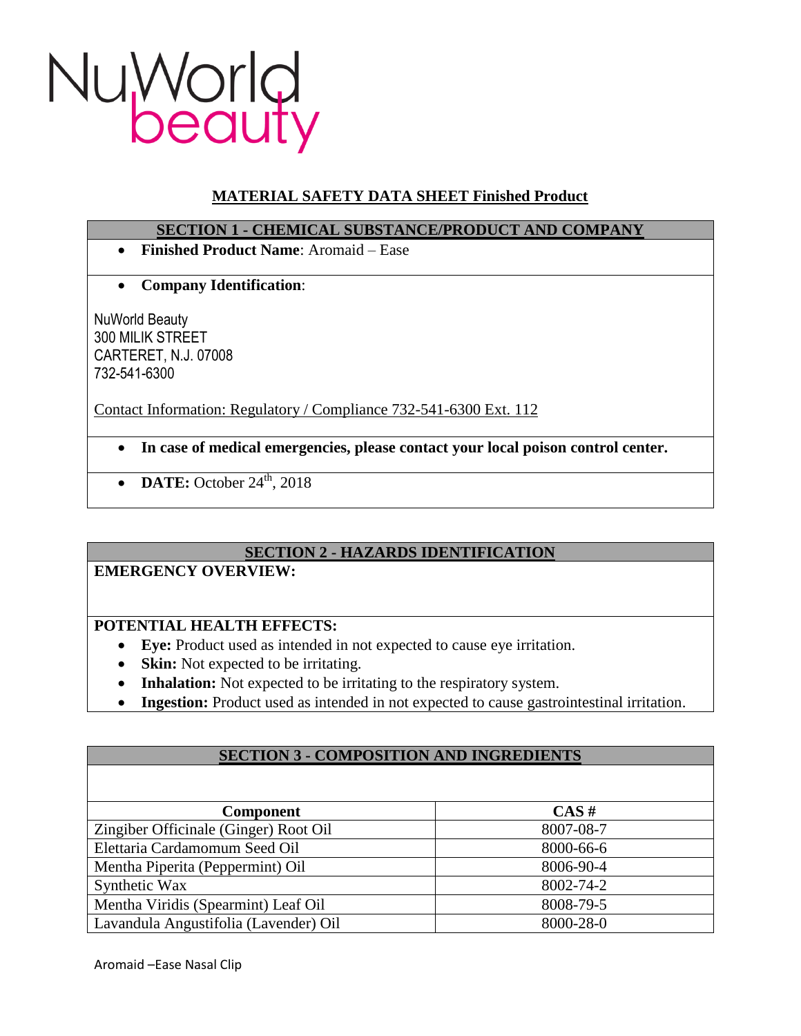NuWorld beauty

# MATERIAL SAFETY DATA SHEET Finished Product

## SECTION 1 - CHEMICAL SUBSTANCE/PRODUCT AND COMPANY

- **Finished Product Name**: Aromaid – Ease

- **Company Identification**:

NuWorld Beauty
300 MILIK STREET
CARTERET, N.J. 07008
732-541-6300

Contact Information: Regulatory / Compliance 732-541-6300 Ext. 112

- **In case of medical emergencies, please contact your local poison control center.**

- **DATE:** October 24th, 2018

## SECTION 2 - HAZARDS IDENTIFICATION

**EMERGENCY OVERVIEW:**

**POTENTIAL HEALTH EFFECTS:**

- **Eye:** Product used as intended in not expected to cause eye irritation.
- **Skin:** Not expected to be irritating.
- **Inhalation:** Not expected to be irritating to the respiratory system.
- **Ingestion:** Product used as intended in not expected to cause gastrointestinal irritation.

## SECTION 3 - COMPOSITION AND INGREDIENTS

| Component | CAS # |
| --- | --- |
| Zingiber Officinale (Ginger) Root Oil | 8007-08-7 |
| Elettaria Cardamomum Seed Oil | 8000-66-6 |
| Mentha Piperita (Peppermint) Oil | 8006-90-4 |
| Synthetic Wax | 8002-74-2 |
| Mentha Viridis (Spearmint) Leaf Oil | 8008-79-5 |
| Lavandula Angustifolia (Lavender) Oil | 8000-28-0 |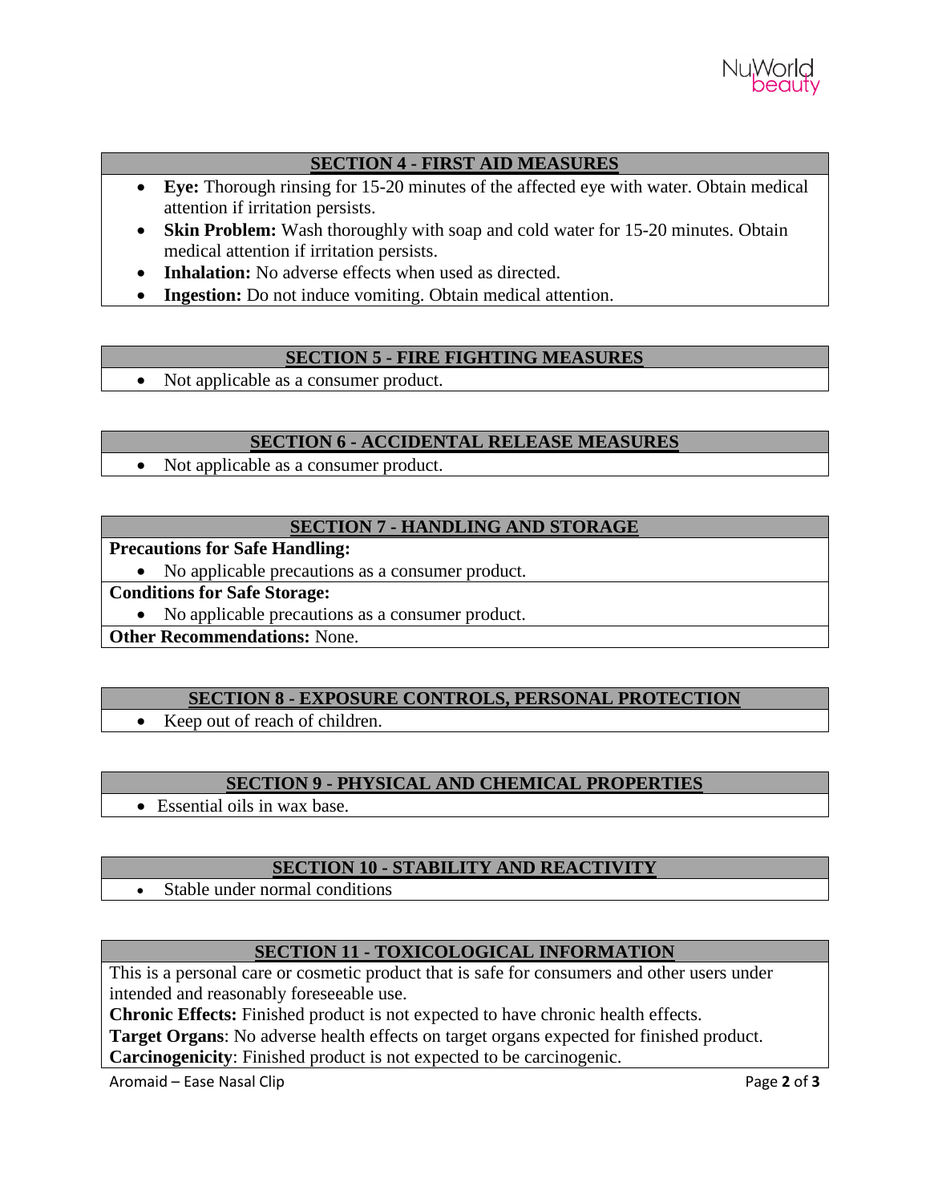## SECTION 4 - FIRST AID MEASURES

- **Eye:** Thorough rinsing for 15-20 minutes of the affected eye with water. Obtain medical attention if irritation persists.
- **Skin Problem:** Wash thoroughly with soap and cold water for 15-20 minutes. Obtain medical attention if irritation persists.
- **Inhalation:** No adverse effects when used as directed.
- **Ingestion:** Do not induce vomiting. Obtain medical attention.

## SECTION 5 - FIRE FIGHTING MEASURES

- Not applicable as a consumer product.

## SECTION 6 - ACCIDENTAL RELEASE MEASURES

- Not applicable as a consumer product.

## SECTION 7 - HANDLING AND STORAGE

**Precautions for Safe Handling:**

- No applicable precautions as a consumer product.

**Conditions for Safe Storage:**

- No applicable precautions as a consumer product.

**Other Recommendations:** None.

## SECTION 8 - EXPOSURE CONTROLS, PERSONAL PROTECTION

- Keep out of reach of children.

## SECTION 9 - PHYSICAL AND CHEMICAL PROPERTIES

- Essential oils in wax base.

## SECTION 10 - STABILITY AND REACTIVITY

- Stable under normal conditions

## SECTION 11 - TOXICOLOGICAL INFORMATION

This is a personal care or cosmetic product that is safe for consumers and other users under intended and reasonably foreseeable use.

**Chronic Effects:** Finished product is not expected to have chronic health effects.

**Target Organs**: No adverse health effects on target organs expected for finished product.

**Carcinogenicity**: Finished product is not expected to be carcinogenic.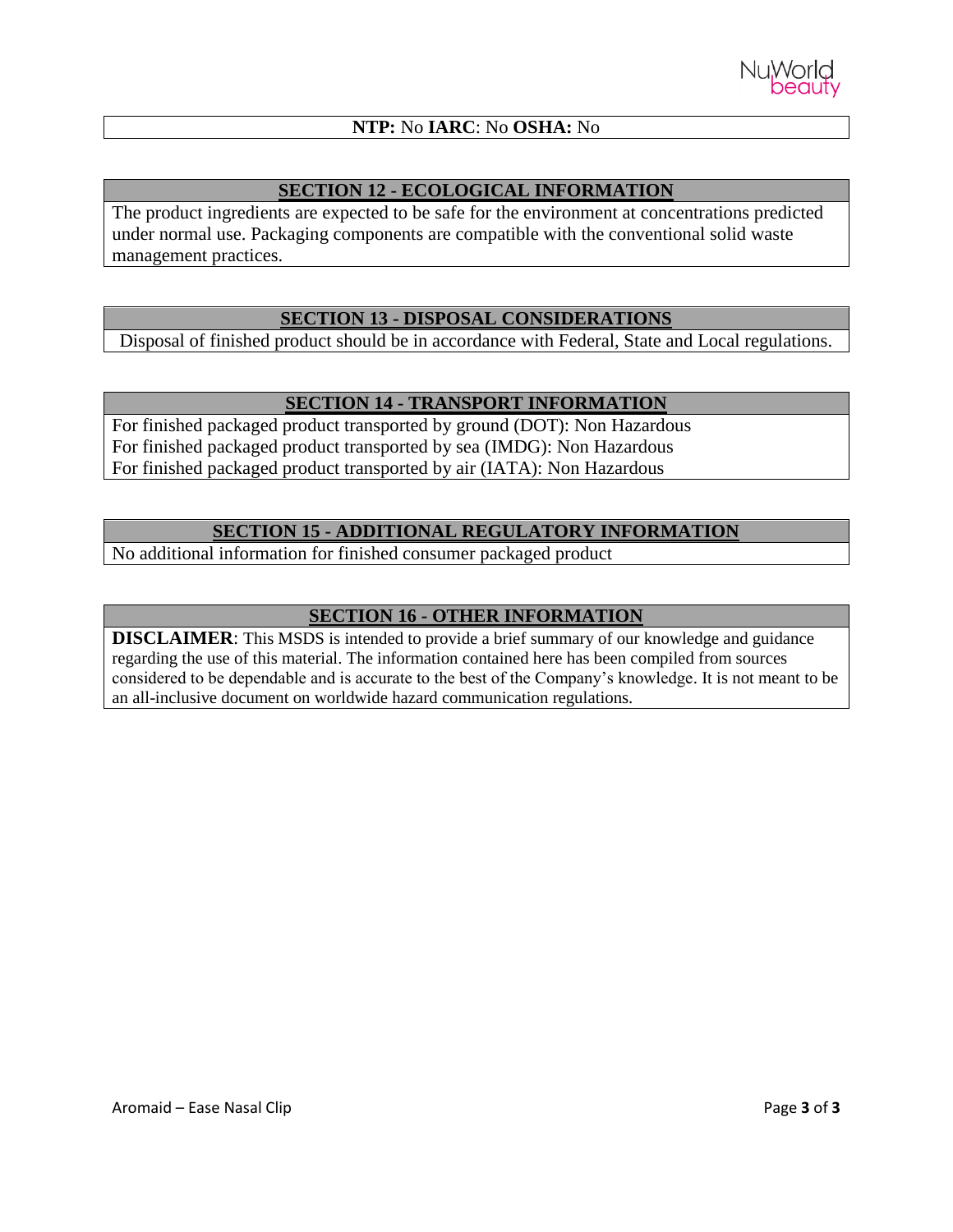**NTP:** No **IARC**: No **OSHA:** No

## SECTION 12 - ECOLOGICAL INFORMATION

The product ingredients are expected to be safe for the environment at concentrations predicted under normal use. Packaging components are compatible with the conventional solid waste management practices.

## SECTION 13 - DISPOSAL CONSIDERATIONS

Disposal of finished product should be in accordance with Federal, State and Local regulations.

## SECTION 14 - TRANSPORT INFORMATION

For finished packaged product transported by ground (DOT): Non Hazardous
For finished packaged product transported by sea (IMDG): Non Hazardous
For finished packaged product transported by air (IATA): Non Hazardous

## SECTION 15 - ADDITIONAL REGULATORY INFORMATION

No additional information for finished consumer packaged product

## SECTION 16 - OTHER INFORMATION

**DISCLAIMER**: This MSDS is intended to provide a brief summary of our knowledge and guidance regarding the use of this material. The information contained here has been compiled from sources considered to be dependable and is accurate to the best of the Company's knowledge. It is not meant to be an all-inclusive document on worldwide hazard communication regulations.